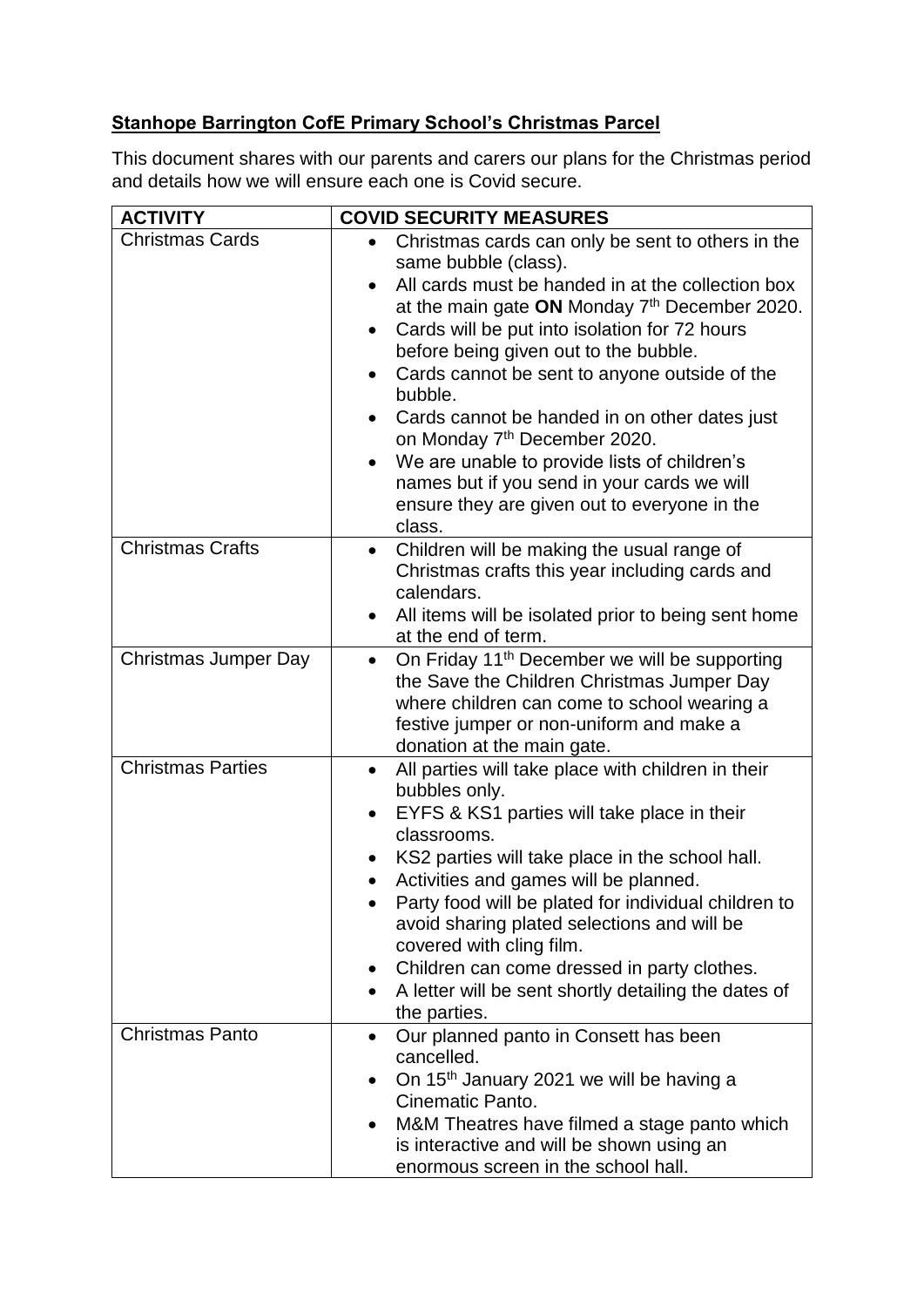**<u>Stanhope Barrington CofE Primary School's Christmas Parcel</u>**

This document shares with our parents and carers our plans for the Christmas period and details how we will ensure each one is Covid secure.

| **ACTIVITY** | **COVID SECURITY MEASURES** |
| --- | --- |
| Christmas Cards | • Christmas cards can only be sent to others in the same bubble (class).<br>• All cards must be handed in at the collection box at the main gate **ON** Monday 7th December 2020.<br>• Cards will be put into isolation for 72 hours before being given out to the bubble.<br>• Cards cannot be sent to anyone outside of the bubble.<br>• Cards cannot be handed in on other dates just on Monday 7th December 2020.<br>• We are unable to provide lists of children's names but if you send in your cards we will ensure they are given out to everyone in the class. |
| Christmas Crafts | • Children will be making the usual range of Christmas crafts this year including cards and calendars.<br>• All items will be isolated prior to being sent home at the end of term. |
| Christmas Jumper Day | • On Friday 11th December we will be supporting the Save the Children Christmas Jumper Day where children can come to school wearing a festive jumper or non-uniform and make a donation at the main gate. |
| Christmas Parties | • All parties will take place with children in their bubbles only.<br>• EYFS & KS1 parties will take place in their classrooms.<br>• KS2 parties will take place in the school hall.<br>• Activities and games will be planned.<br>• Party food will be plated for individual children to avoid sharing plated selections and will be covered with cling film.<br>• Children can come dressed in party clothes.<br>• A letter will be sent shortly detailing the dates of the parties. |
| Christmas Panto | • Our planned panto in Consett has been cancelled.<br>• On 15th January 2021 we will be having a Cinematic Panto.<br>• M&M Theatres have filmed a stage panto which is interactive and will be shown using an enormous screen in the school hall. |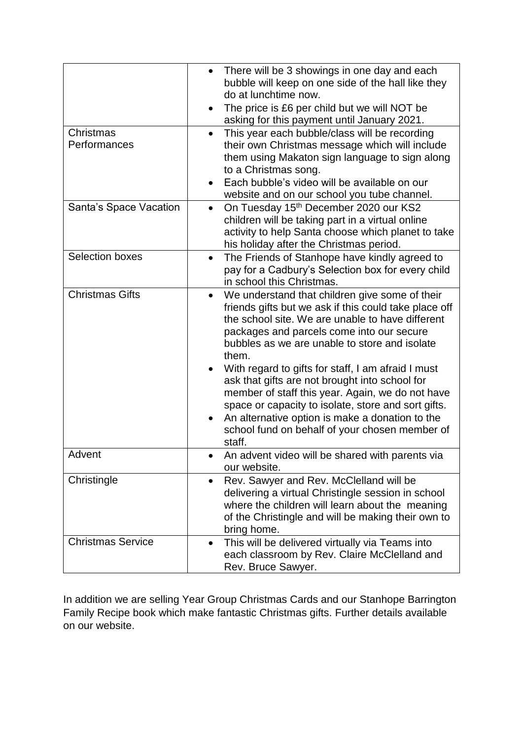| | |
|---|---|
| | • There will be 3 showings in one day and each bubble will keep on one side of the hall like they do at lunchtime now.<br>• The price is £6 per child but we will NOT be asking for this payment until January 2021. |
| Christmas Performances | • This year each bubble/class will be recording their own Christmas message which will include them using Makaton sign language to sign along to a Christmas song.<br>• Each bubble's video will be available on our website and on our school you tube channel. |
| Santa's Space Vacation | • On Tuesday 15th December 2020 our KS2 children will be taking part in a virtual online activity to help Santa choose which planet to take his holiday after the Christmas period. |
| Selection boxes | • The Friends of Stanhope have kindly agreed to pay for a Cadbury's Selection box for every child in school this Christmas. |
| Christmas Gifts | • We understand that children give some of their friends gifts but we ask if this could take place off the school site. We are unable to have different packages and parcels come into our secure bubbles as we are unable to store and isolate them.<br>• With regard to gifts for staff, I am afraid I must ask that gifts are not brought into school for member of staff this year. Again, we do not have space or capacity to isolate, store and sort gifts.<br>• An alternative option is make a donation to the school fund on behalf of your chosen member of staff. |
| Advent | • An advent video will be shared with parents via our website. |
| Christingle | • Rev. Sawyer and Rev. McClelland will be delivering a virtual Christingle session in school where the children will learn about the meaning of the Christingle and will be making their own to bring home. |
| Christmas Service | • This will be delivered virtually via Teams into each classroom by Rev. Claire McClelland and Rev. Bruce Sawyer. |

In addition we are selling Year Group Christmas Cards and our Stanhope Barrington Family Recipe book which make fantastic Christmas gifts. Further details available on our website.